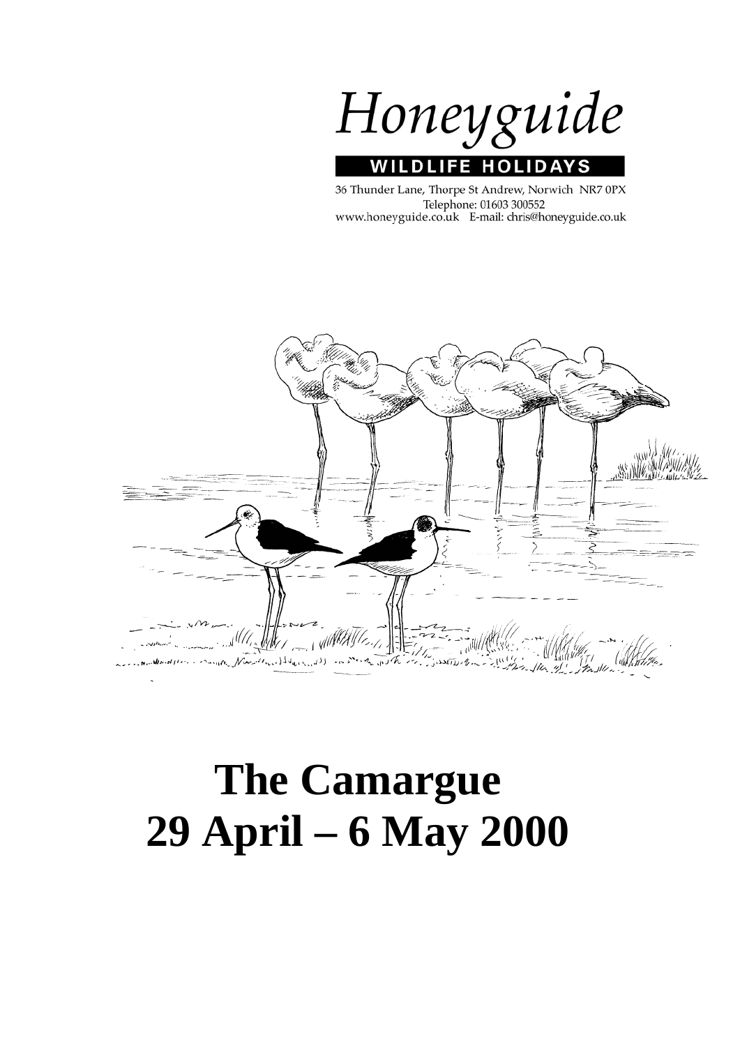Honeyguide

WILDLIFE HOLIDAYS

36 Thunder Lane, Thorpe St Andrew, Norwich NR7 0PX
Telephone: 01603 300552
www.honeyguide.co.uk E-mail: chris@honeyguide.co.uk

# The Camargue
# 29 April – 6 May 2000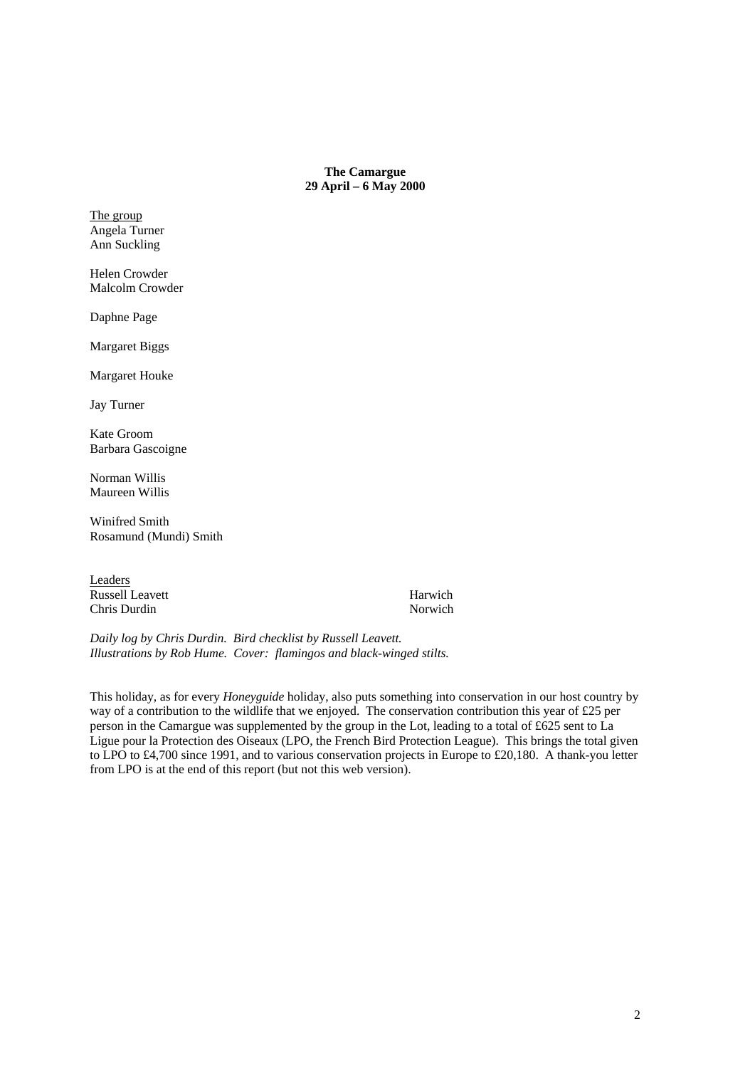**The Camargue**
**29 April – 6 May 2000**

The group

Angela Turner
Ann Suckling

Helen Crowder
Malcolm Crowder

Daphne Page

Margaret Biggs

Margaret Houke

Jay Turner

Kate Groom
Barbara Gascoigne

Norman Willis
Maureen Willis

Winifred Smith
Rosamund (Mundi) Smith

Leaders

Russell Leavett — Harwich
Chris Durdin — Norwich

*Daily log by Chris Durdin. Bird checklist by Russell Leavett.*
*Illustrations by Rob Hume. Cover: flamingos and black-winged stilts.*

This holiday, as for every *Honeyguide* holiday, also puts something into conservation in our host country by way of a contribution to the wildlife that we enjoyed. The conservation contribution this year of £25 per person in the Camargue was supplemented by the group in the Lot, leading to a total of £625 sent to La Ligue pour la Protection des Oiseaux (LPO, the French Bird Protection League). This brings the total given to LPO to £4,700 since 1991, and to various conservation projects in Europe to £20,180. A thank-you letter from LPO is at the end of this report (but not this web version).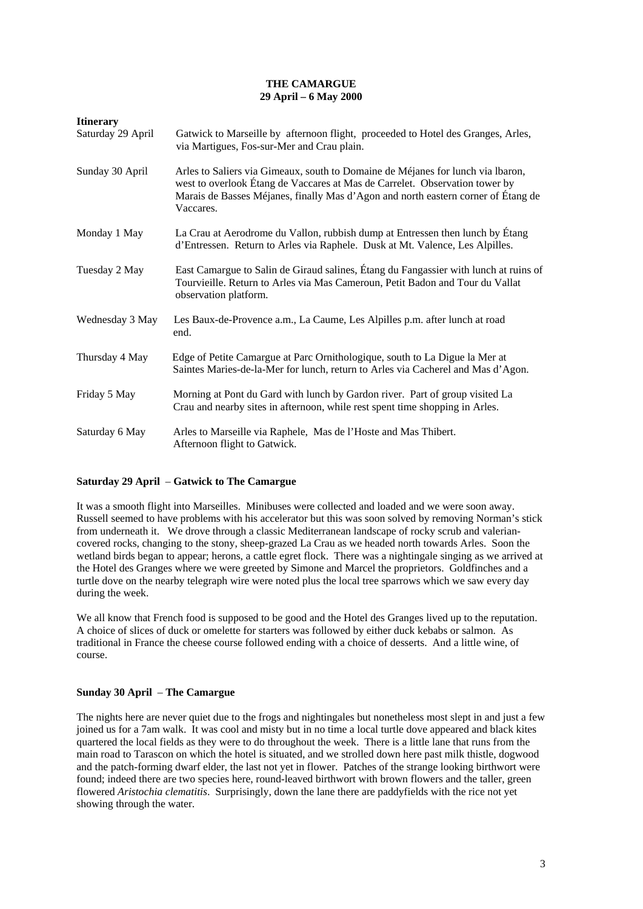**THE CAMARGUE**
**29 April – 6 May 2000**

**Itinerary**

| | |
|---|---|
| Saturday 29 April | Gatwick to Marseille by afternoon flight, proceeded to Hotel des Granges, Arles, via Martigues, Fos-sur-Mer and Crau plain. |
| Sunday 30 April | Arles to Saliers via Gimeaux, south to Domaine de Méjanes for lunch via lbaron, west to overlook Étang de Vaccares at Mas de Carrelet. Observation tower by Marais de Basses Méjanes, finally Mas d'Agon and north eastern corner of Étang de Vaccares. |
| Monday 1 May | La Crau at Aerodrome du Vallon, rubbish dump at Entressen then lunch by Étang d'Entressen. Return to Arles via Raphele. Dusk at Mt. Valence, Les Alpilles. |
| Tuesday 2 May | East Camargue to Salin de Giraud salines, Étang du Fangassier with lunch at ruins of Tourvieille. Return to Arles via Mas Cameroun, Petit Badon and Tour du Vallat observation platform. |
| Wednesday 3 May | Les Baux-de-Provence a.m., La Caume, Les Alpilles p.m. after lunch at road end. |
| Thursday 4 May | Edge of Petite Camargue at Parc Ornithologique, south to La Digue la Mer at Saintes Maries-de-la-Mer for lunch, return to Arles via Cacherel and Mas d'Agon. |
| Friday 5 May | Morning at Pont du Gard with lunch by Gardon river. Part of group visited La Crau and nearby sites in afternoon, while rest spent time shopping in Arles. |
| Saturday 6 May | Arles to Marseille via Raphele, Mas de l'Hoste and Mas Thibert. Afternoon flight to Gatwick. |

**Saturday 29 April** – **Gatwick to The Camargue**

It was a smooth flight into Marseilles. Minibuses were collected and loaded and we were soon away. Russell seemed to have problems with his accelerator but this was soon solved by removing Norman's stick from underneath it. We drove through a classic Mediterranean landscape of rocky scrub and valerian-covered rocks, changing to the stony, sheep-grazed La Crau as we headed north towards Arles. Soon the wetland birds began to appear; herons, a cattle egret flock. There was a nightingale singing as we arrived at the Hotel des Granges where we were greeted by Simone and Marcel the proprietors. Goldfinches and a turtle dove on the nearby telegraph wire were noted plus the local tree sparrows which we saw every day during the week.

We all know that French food is supposed to be good and the Hotel des Granges lived up to the reputation. A choice of slices of duck or omelette for starters was followed by either duck kebabs or salmon. As traditional in France the cheese course followed ending with a choice of desserts. And a little wine, of course.

**Sunday 30 April** – **The Camargue**

The nights here are never quiet due to the frogs and nightingales but nonetheless most slept in and just a few joined us for a 7am walk. It was cool and misty but in no time a local turtle dove appeared and black kites quartered the local fields as they were to do throughout the week. There is a little lane that runs from the main road to Tarascon on which the hotel is situated, and we strolled down here past milk thistle, dogwood and the patch-forming dwarf elder, the last not yet in flower. Patches of the strange looking birthwort were found; indeed there are two species here, round-leaved birthwort with brown flowers and the taller, green flowered *Aristochia clematitis*. Surprisingly, down the lane there are paddyfields with the rice not yet showing through the water.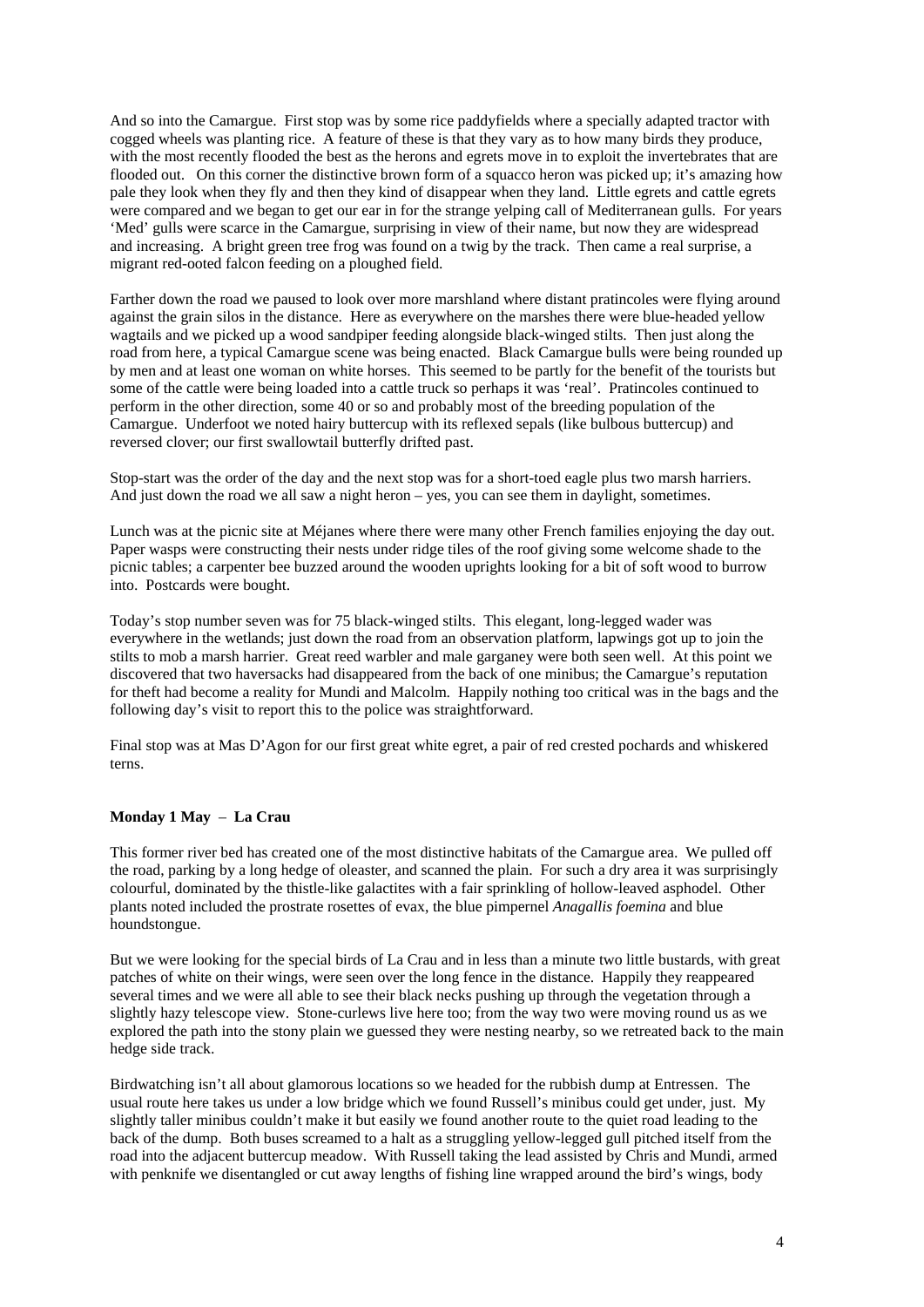And so into the Camargue. First stop was by some rice paddyfields where a specially adapted tractor with cogged wheels was planting rice. A feature of these is that they vary as to how many birds they produce, with the most recently flooded the best as the herons and egrets move in to exploit the invertebrates that are flooded out. On this corner the distinctive brown form of a squacco heron was picked up; it's amazing how pale they look when they fly and then they kind of disappear when they land. Little egrets and cattle egrets were compared and we began to get our ear in for the strange yelping call of Mediterranean gulls. For years 'Med' gulls were scarce in the Camargue, surprising in view of their name, but now they are widespread and increasing. A bright green tree frog was found on a twig by the track. Then came a real surprise, a migrant red-ooted falcon feeding on a ploughed field.

Farther down the road we paused to look over more marshland where distant pratincoles were flying around against the grain silos in the distance. Here as everywhere on the marshes there were blue-headed yellow wagtails and we picked up a wood sandpiper feeding alongside black-winged stilts. Then just along the road from here, a typical Camargue scene was being enacted. Black Camargue bulls were being rounded up by men and at least one woman on white horses. This seemed to be partly for the benefit of the tourists but some of the cattle were being loaded into a cattle truck so perhaps it was 'real'. Pratincoles continued to perform in the other direction, some 40 or so and probably most of the breeding population of the Camargue. Underfoot we noted hairy buttercup with its reflexed sepals (like bulbous buttercup) and reversed clover; our first swallowtail butterfly drifted past.

Stop-start was the order of the day and the next stop was for a short-toed eagle plus two marsh harriers. And just down the road we all saw a night heron – yes, you can see them in daylight, sometimes.

Lunch was at the picnic site at Méjanes where there were many other French families enjoying the day out. Paper wasps were constructing their nests under ridge tiles of the roof giving some welcome shade to the picnic tables; a carpenter bee buzzed around the wooden uprights looking for a bit of soft wood to burrow into. Postcards were bought.

Today's stop number seven was for 75 black-winged stilts. This elegant, long-legged wader was everywhere in the wetlands; just down the road from an observation platform, lapwings got up to join the stilts to mob a marsh harrier. Great reed warbler and male garganey were both seen well. At this point we discovered that two haversacks had disappeared from the back of one minibus; the Camargue's reputation for theft had become a reality for Mundi and Malcolm. Happily nothing too critical was in the bags and the following day's visit to report this to the police was straightforward.

Final stop was at Mas D'Agon for our first great white egret, a pair of red crested pochards and whiskered terns.

**Monday 1 May – La Crau**

This former river bed has created one of the most distinctive habitats of the Camargue area. We pulled off the road, parking by a long hedge of oleaster, and scanned the plain. For such a dry area it was surprisingly colourful, dominated by the thistle-like galactites with a fair sprinkling of hollow-leaved asphodel. Other plants noted included the prostrate rosettes of evax, the blue pimpernel *Anagallis foemina* and blue houndstongue.

But we were looking for the special birds of La Crau and in less than a minute two little bustards, with great patches of white on their wings, were seen over the long fence in the distance. Happily they reappeared several times and we were all able to see their black necks pushing up through the vegetation through a slightly hazy telescope view. Stone-curlews live here too; from the way two were moving round us as we explored the path into the stony plain we guessed they were nesting nearby, so we retreated back to the main hedge side track.

Birdwatching isn't all about glamorous locations so we headed for the rubbish dump at Entressen. The usual route here takes us under a low bridge which we found Russell's minibus could get under, just. My slightly taller minibus couldn't make it but easily we found another route to the quiet road leading to the back of the dump. Both buses screamed to a halt as a struggling yellow-legged gull pitched itself from the road into the adjacent buttercup meadow. With Russell taking the lead assisted by Chris and Mundi, armed with penknife we disentangled or cut away lengths of fishing line wrapped around the bird's wings, body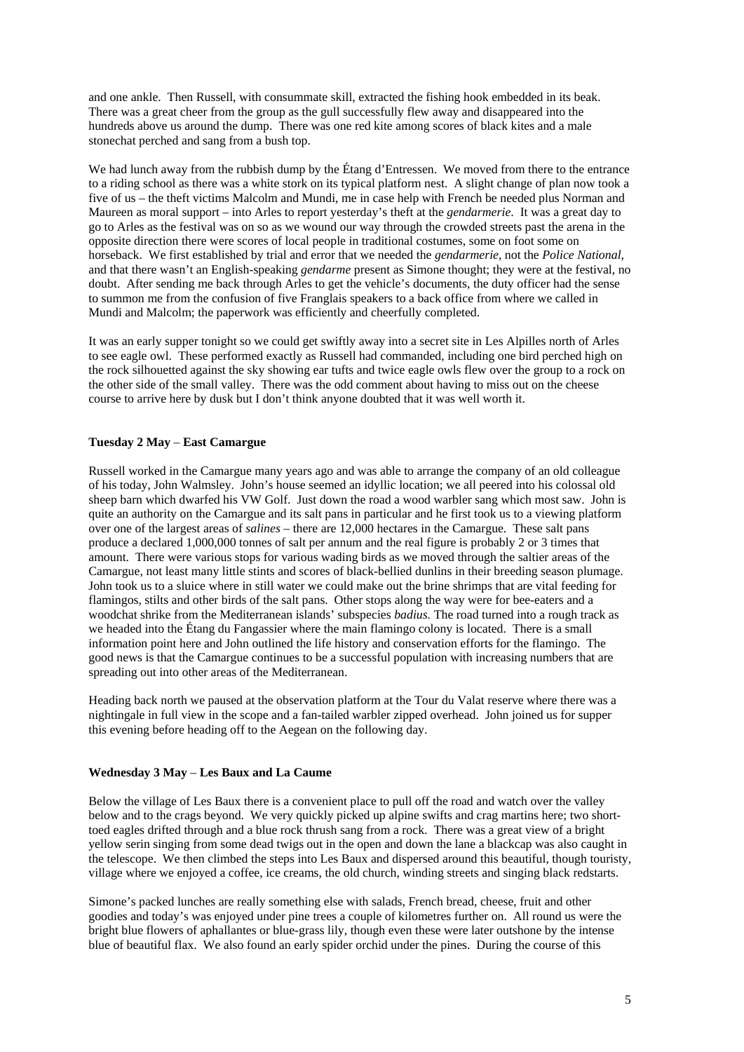and one ankle. Then Russell, with consummate skill, extracted the fishing hook embedded in its beak. There was a great cheer from the group as the gull successfully flew away and disappeared into the hundreds above us around the dump. There was one red kite among scores of black kites and a male stonechat perched and sang from a bush top.

We had lunch away from the rubbish dump by the Étang d'Entressen. We moved from there to the entrance to a riding school as there was a white stork on its typical platform nest. A slight change of plan now took a five of us – the theft victims Malcolm and Mundi, me in case help with French be needed plus Norman and Maureen as moral support – into Arles to report yesterday's theft at the *gendarmerie*. It was a great day to go to Arles as the festival was on so as we wound our way through the crowded streets past the arena in the opposite direction there were scores of local people in traditional costumes, some on foot some on horseback. We first established by trial and error that we needed the *gendarmerie*, not the *Police National*, and that there wasn't an English-speaking *gendarme* present as Simone thought; they were at the festival, no doubt. After sending me back through Arles to get the vehicle's documents, the duty officer had the sense to summon me from the confusion of five Franglais speakers to a back office from where we called in Mundi and Malcolm; the paperwork was efficiently and cheerfully completed.

It was an early supper tonight so we could get swiftly away into a secret site in Les Alpilles north of Arles to see eagle owl. These performed exactly as Russell had commanded, including one bird perched high on the rock silhouetted against the sky showing ear tufts and twice eagle owls flew over the group to a rock on the other side of the small valley. There was the odd comment about having to miss out on the cheese course to arrive here by dusk but I don't think anyone doubted that it was well worth it.

**Tuesday 2 May** – **East Camargue**

Russell worked in the Camargue many years ago and was able to arrange the company of an old colleague of his today, John Walmsley. John's house seemed an idyllic location; we all peered into his colossal old sheep barn which dwarfed his VW Golf. Just down the road a wood warbler sang which most saw. John is quite an authority on the Camargue and its salt pans in particular and he first took us to a viewing platform over one of the largest areas of *salines* – there are 12,000 hectares in the Camargue. These salt pans produce a declared 1,000,000 tonnes of salt per annum and the real figure is probably 2 or 3 times that amount. There were various stops for various wading birds as we moved through the saltier areas of the Camargue, not least many little stints and scores of black-bellied dunlins in their breeding season plumage. John took us to a sluice where in still water we could make out the brine shrimps that are vital feeding for flamingos, stilts and other birds of the salt pans. Other stops along the way were for bee-eaters and a woodchat shrike from the Mediterranean islands' subspecies *badius*. The road turned into a rough track as we headed into the Étang du Fangassier where the main flamingo colony is located. There is a small information point here and John outlined the life history and conservation efforts for the flamingo. The good news is that the Camargue continues to be a successful population with increasing numbers that are spreading out into other areas of the Mediterranean.

Heading back north we paused at the observation platform at the Tour du Valat reserve where there was a nightingale in full view in the scope and a fan-tailed warbler zipped overhead. John joined us for supper this evening before heading off to the Aegean on the following day.

**Wednesday 3 May** – **Les Baux and La Caume**

Below the village of Les Baux there is a convenient place to pull off the road and watch over the valley below and to the crags beyond. We very quickly picked up alpine swifts and crag martins here; two short-toed eagles drifted through and a blue rock thrush sang from a rock. There was a great view of a bright yellow serin singing from some dead twigs out in the open and down the lane a blackcap was also caught in the telescope. We then climbed the steps into Les Baux and dispersed around this beautiful, though touristy, village where we enjoyed a coffee, ice creams, the old church, winding streets and singing black redstarts.

Simone's packed lunches are really something else with salads, French bread, cheese, fruit and other goodies and today's was enjoyed under pine trees a couple of kilometres further on. All round us were the bright blue flowers of aphallantes or blue-grass lily, though even these were later outshone by the intense blue of beautiful flax. We also found an early spider orchid under the pines. During the course of this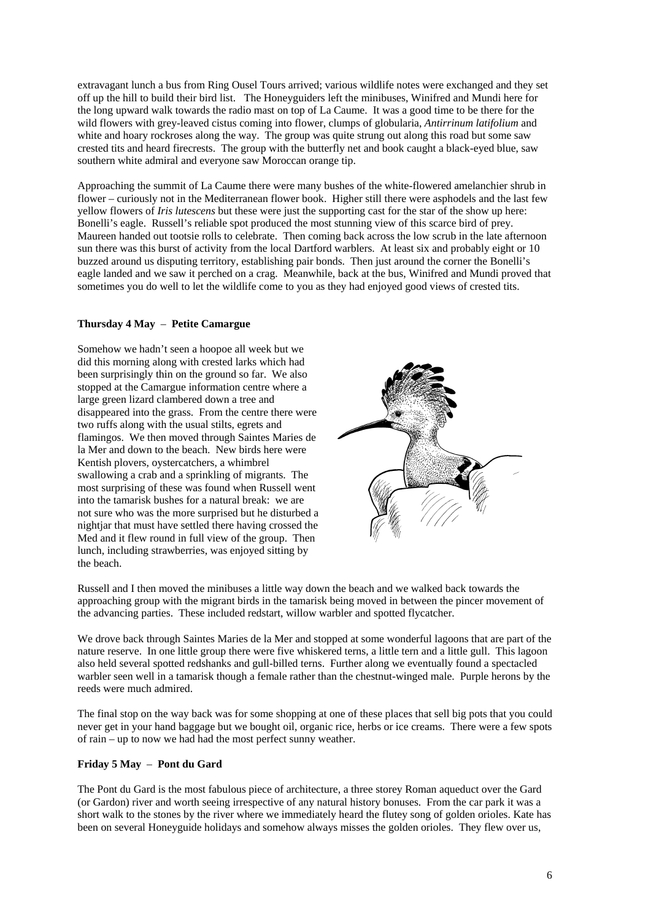extravagant lunch a bus from Ring Ousel Tours arrived; various wildlife notes were exchanged and they set off up the hill to build their bird list. The Honeyguiders left the minibuses, Winifred and Mundi here for the long upward walk towards the radio mast on top of La Caume. It was a good time to be there for the wild flowers with grey-leaved cistus coming into flower, clumps of globularia, *Antirrinum latifolium* and white and hoary rockroses along the way. The group was quite strung out along this road but some saw crested tits and heard firecrests. The group with the butterfly net and book caught a black-eyed blue, saw southern white admiral and everyone saw Moroccan orange tip.

Approaching the summit of La Caume there were many bushes of the white-flowered amelanchier shrub in flower – curiously not in the Mediterranean flower book. Higher still there were asphodels and the last few yellow flowers of *Iris lutescens* but these were just the supporting cast for the star of the show up here: Bonelli's eagle. Russell's reliable spot produced the most stunning view of this scarce bird of prey. Maureen handed out tootsie rolls to celebrate. Then coming back across the low scrub in the late afternoon sun there was this burst of activity from the local Dartford warblers. At least six and probably eight or 10 buzzed around us disputing territory, establishing pair bonds. Then just around the corner the Bonelli's eagle landed and we saw it perched on a crag. Meanwhile, back at the bus, Winifred and Mundi proved that sometimes you do well to let the wildlife come to you as they had enjoyed good views of crested tits.

**Thursday 4 May – Petite Camargue**

Somehow we hadn't seen a hoopoe all week but we did this morning along with crested larks which had been surprisingly thin on the ground so far. We also stopped at the Camargue information centre where a large green lizard clambered down a tree and disappeared into the grass. From the centre there were two ruffs along with the usual stilts, egrets and flamingos. We then moved through Saintes Maries de la Mer and down to the beach. New birds here were Kentish plovers, oystercatchers, a whimbrel swallowing a crab and a sprinkling of migrants. The most surprising of these was found when Russell went into the tamarisk bushes for a natural break: we are not sure who was the more surprised but he disturbed a nightjar that must have settled there having crossed the Med and it flew round in full view of the group. Then lunch, including strawberries, was enjoyed sitting by the beach.

Russell and I then moved the minibuses a little way down the beach and we walked back towards the approaching group with the migrant birds in the tamarisk being moved in between the pincer movement of the advancing parties. These included redstart, willow warbler and spotted flycatcher.

We drove back through Saintes Maries de la Mer and stopped at some wonderful lagoons that are part of the nature reserve. In one little group there were five whiskered terns, a little tern and a little gull. This lagoon also held several spotted redshanks and gull-billed terns. Further along we eventually found a spectacled warbler seen well in a tamarisk though a female rather than the chestnut-winged male. Purple herons by the reeds were much admired.

The final stop on the way back was for some shopping at one of these places that sell big pots that you could never get in your hand baggage but we bought oil, organic rice, herbs or ice creams. There were a few spots of rain – up to now we had had the most perfect sunny weather.

**Friday 5 May – Pont du Gard**

The Pont du Gard is the most fabulous piece of architecture, a three storey Roman aqueduct over the Gard (or Gardon) river and worth seeing irrespective of any natural history bonuses. From the car park it was a short walk to the stones by the river where we immediately heard the flutey song of golden orioles. Kate has been on several Honeyguide holidays and somehow always misses the golden orioles. They flew over us,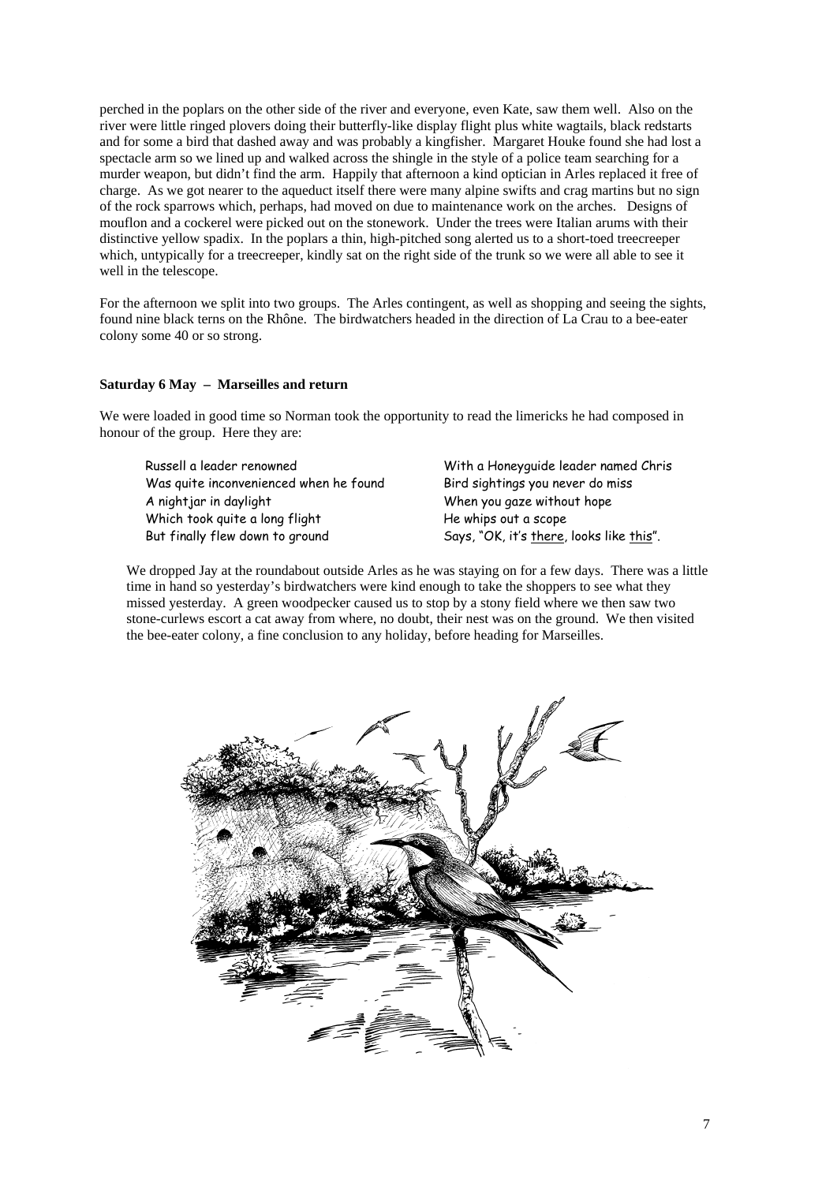perched in the poplars on the other side of the river and everyone, even Kate, saw them well. Also on the river were little ringed plovers doing their butterfly-like display flight plus white wagtails, black redstarts and for some a bird that dashed away and was probably a kingfisher. Margaret Houke found she had lost a spectacle arm so we lined up and walked across the shingle in the style of a police team searching for a murder weapon, but didn't find the arm. Happily that afternoon a kind optician in Arles replaced it free of charge. As we got nearer to the aqueduct itself there were many alpine swifts and crag martins but no sign of the rock sparrows which, perhaps, had moved on due to maintenance work on the arches. Designs of mouflon and a cockerel were picked out on the stonework. Under the trees were Italian arums with their distinctive yellow spadix. In the poplars a thin, high-pitched song alerted us to a short-toed treecreeper which, untypically for a treecreeper, kindly sat on the right side of the trunk so we were all able to see it well in the telescope.

For the afternoon we split into two groups. The Arles contingent, as well as shopping and seeing the sights, found nine black terns on the Rhône. The birdwatchers headed in the direction of La Crau to a bee-eater colony some 40 or so strong.

**Saturday 6 May – Marseilles and return**

We were loaded in good time so Norman took the opportunity to read the limericks he had composed in honour of the group. Here they are:

Russell a leader renowned
Was quite inconvenienced when he found
A nightjar in daylight
Which took quite a long flight
But finally flew down to ground

With a Honeyguide leader named Chris
Bird sightings you never do miss
When you gaze without hope
He whips out a scope
Says, "OK, it's there, looks like this".

We dropped Jay at the roundabout outside Arles as he was staying on for a few days. There was a little time in hand so yesterday's birdwatchers were kind enough to take the shoppers to see what they missed yesterday. A green woodpecker caused us to stop by a stony field where we then saw two stone-curlews escort a cat away from where, no doubt, their nest was on the ground. We then visited the bee-eater colony, a fine conclusion to any holiday, before heading for Marseilles.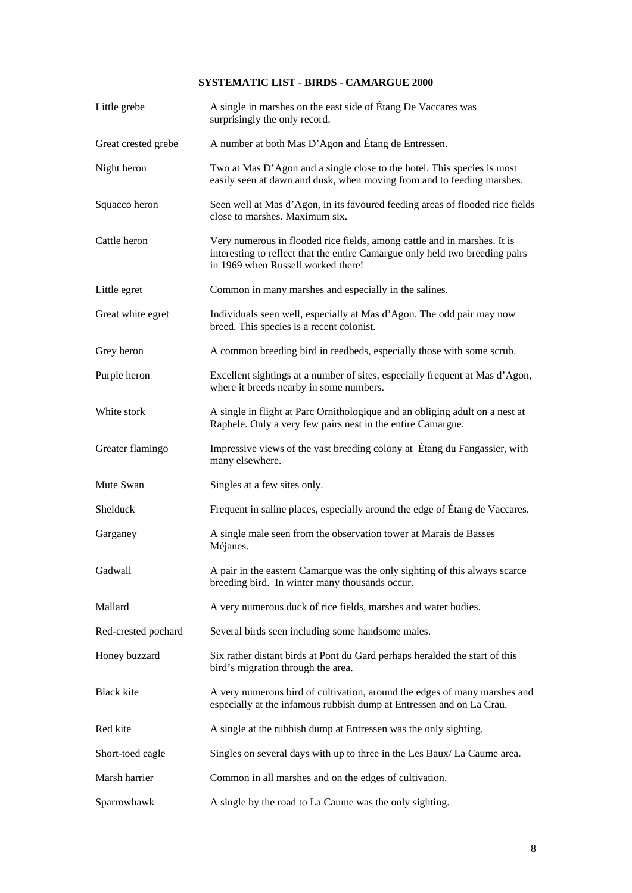## SYSTEMATIC LIST - BIRDS - CAMARGUE 2000

| | |
|---|---|
| Little grebe | A single in marshes on the east side of Étang De Vaccares was surprisingly the only record. |
| Great crested grebe | A number at both Mas D'Agon and Étang de Entressen. |
| Night heron | Two at Mas D'Agon and a single close to the hotel. This species is most easily seen at dawn and dusk, when moving from and to feeding marshes. |
| Squacco heron | Seen well at Mas d'Agon, in its favoured feeding areas of flooded rice fields close to marshes. Maximum six. |
| Cattle heron | Very numerous in flooded rice fields, among cattle and in marshes. It is interesting to reflect that the entire Camargue only held two breeding pairs in 1969 when Russell worked there! |
| Little egret | Common in many marshes and especially in the salines. |
| Great white egret | Individuals seen well, especially at Mas d'Agon. The odd pair may now breed. This species is a recent colonist. |
| Grey heron | A common breeding bird in reedbeds, especially those with some scrub. |
| Purple heron | Excellent sightings at a number of sites, especially frequent at Mas d'Agon, where it breeds nearby in some numbers. |
| White stork | A single in flight at Parc Ornithologique and an obliging adult on a nest at Raphele. Only a very few pairs nest in the entire Camargue. |
| Greater flamingo | Impressive views of the vast breeding colony at Étang du Fangassier, with many elsewhere. |
| Mute Swan | Singles at a few sites only. |
| Shelduck | Frequent in saline places, especially around the edge of Étang de Vaccares. |
| Garganey | A single male seen from the observation tower at Marais de Basses Méjanes. |
| Gadwall | A pair in the eastern Camargue was the only sighting of this always scarce breeding bird. In winter many thousands occur. |
| Mallard | A very numerous duck of rice fields, marshes and water bodies. |
| Red-crested pochard | Several birds seen including some handsome males. |
| Honey buzzard | Six rather distant birds at Pont du Gard perhaps heralded the start of this bird's migration through the area. |
| Black kite | A very numerous bird of cultivation, around the edges of many marshes and especially at the infamous rubbish dump at Entressen and on La Crau. |
| Red kite | A single at the rubbish dump at Entressen was the only sighting. |
| Short-toed eagle | Singles on several days with up to three in the Les Baux/ La Caume area. |
| Marsh harrier | Common in all marshes and on the edges of cultivation. |
| Sparrowhawk | A single by the road to La Caume was the only sighting. |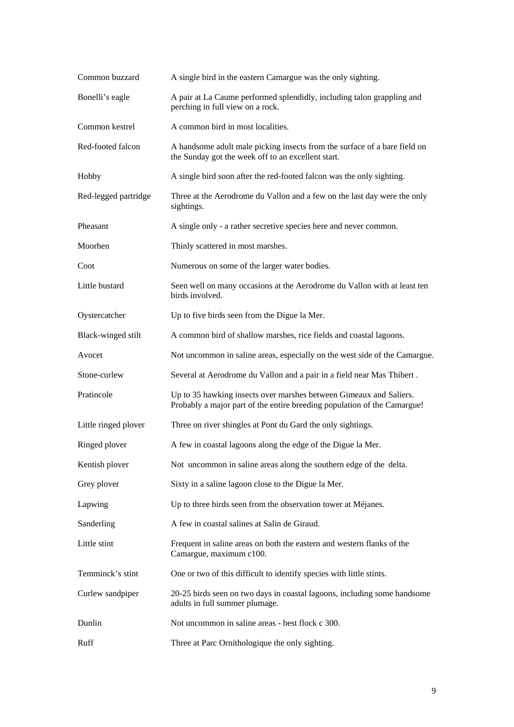| | |
|---|---|
| Common buzzard | A single bird in the eastern Camargue was the only sighting. |
| Bonelli's eagle | A pair at La Caume performed splendidly, including talon grappling and perching in full view on a rock. |
| Common kestrel | A common bird in most localities. |
| Red-footed falcon | A handsome adult male picking insects from the surface of a bare field on the Sunday got the week off to an excellent start. |
| Hobby | A single bird soon after the red-footed falcon was the only sighting. |
| Red-legged partridge | Three at the Aerodrome du Vallon and a few on the last day were the only sightings. |
| Pheasant | A single only - a rather secretive species here and never common. |
| Moorhen | Thinly scattered in most marshes. |
| Coot | Numerous on some of the larger water bodies. |
| Little bustard | Seen well on many occasions at the Aerodrome du Vallon with at least ten birds involved. |
| Oystercatcher | Up to five birds seen from the Digue la Mer. |
| Black-winged stilt | A common bird of shallow marshes, rice fields and coastal lagoons. |
| Avocet | Not uncommon in saline areas, especially on the west side of the Camargue. |
| Stone-curlew | Several at Aerodrome du Vallon and a pair in a field near Mas Thibert . |
| Pratincole | Up to 35 hawking insects over marshes between Gimeaux and Saliers. Probably a major part of the entire breeding population of the Camargue! |
| Little ringed plover | Three on river shingles at Pont du Gard the only sightings. |
| Ringed plover | A few in coastal lagoons along the edge of the Digue la Mer. |
| Kentish plover | Not uncommon in saline areas along the southern edge of the delta. |
| Grey plover | Sixty in a saline lagoon close to the Digue la Mer. |
| Lapwing | Up to three birds seen from the observation tower at Méjanes. |
| Sanderling | A few in coastal salines at Salin de Giraud. |
| Little stint | Frequent in saline areas on both the eastern and western flanks of the Camargue, maximum c100. |
| Temminck's stint | One or two of this difficult to identify species with little stints. |
| Curlew sandpiper | 20-25 birds seen on two days in coastal lagoons, including some handsome adults in full summer plumage. |
| Dunlin | Not uncommon in saline areas - best flock c 300. |
| Ruff | Three at Parc Ornithologique the only sighting. |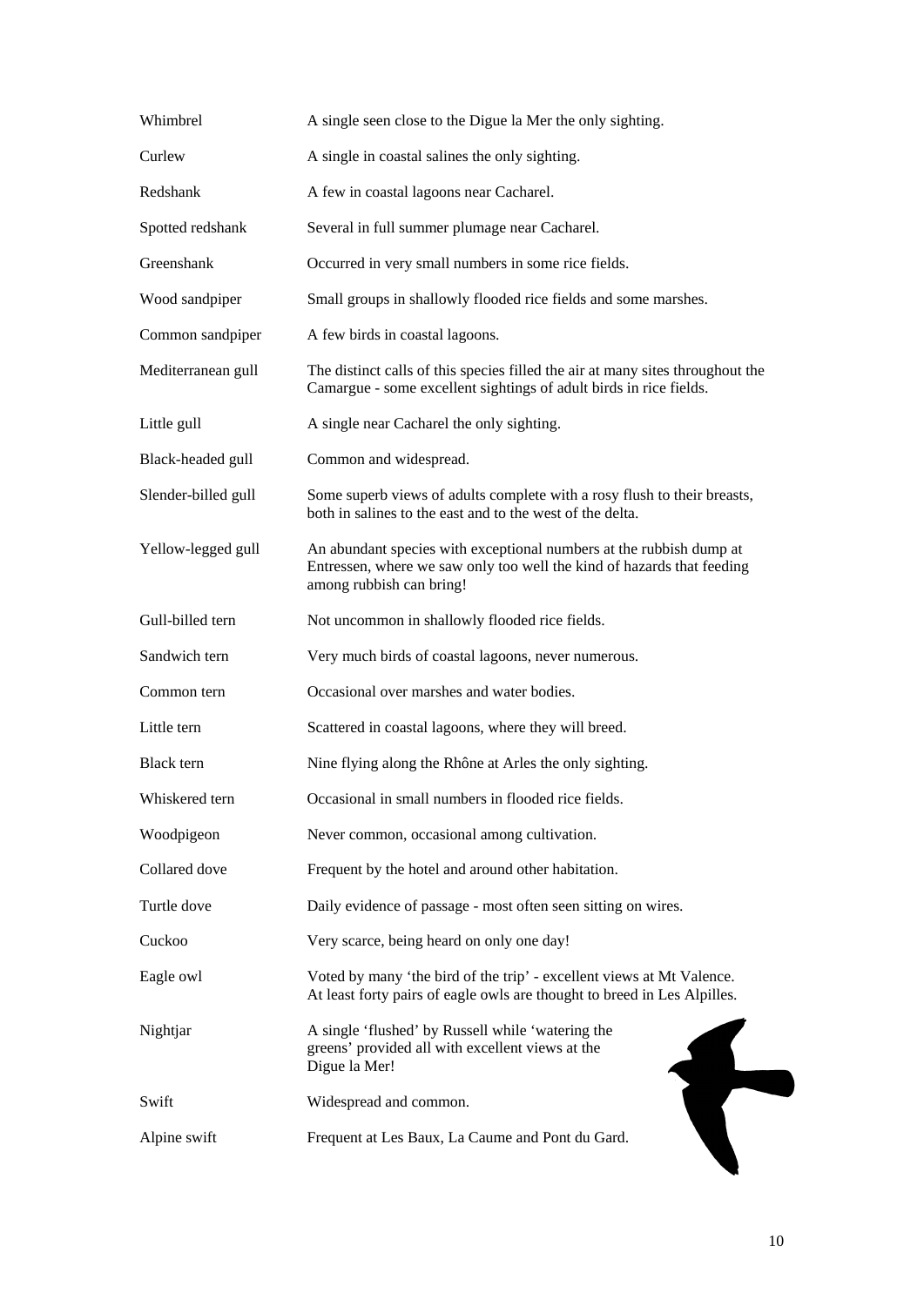| | |
|---|---|
| Whimbrel | A single seen close to the Digue la Mer the only sighting. |
| Curlew | A single in coastal salines the only sighting. |
| Redshank | A few in coastal lagoons near Cacharel. |
| Spotted redshank | Several in full summer plumage near Cacharel. |
| Greenshank | Occurred in very small numbers in some rice fields. |
| Wood sandpiper | Small groups in shallowly flooded rice fields and some marshes. |
| Common sandpiper | A few birds in coastal lagoons. |
| Mediterranean gull | The distinct calls of this species filled the air at many sites throughout the Camargue - some excellent sightings of adult birds in rice fields. |
| Little gull | A single near Cacharel the only sighting. |
| Black-headed gull | Common and widespread. |
| Slender-billed gull | Some superb views of adults complete with a rosy flush to their breasts, both in salines to the east and to the west of the delta. |
| Yellow-legged gull | An abundant species with exceptional numbers at the rubbish dump at Entressen, where we saw only too well the kind of hazards that feeding among rubbish can bring! |
| Gull-billed tern | Not uncommon in shallowly flooded rice fields. |
| Sandwich tern | Very much birds of coastal lagoons, never numerous. |
| Common tern | Occasional over marshes and water bodies. |
| Little tern | Scattered in coastal lagoons, where they will breed. |
| Black tern | Nine flying along the Rhône at Arles the only sighting. |
| Whiskered tern | Occasional in small numbers in flooded rice fields. |
| Woodpigeon | Never common, occasional among cultivation. |
| Collared dove | Frequent by the hotel and around other habitation. |
| Turtle dove | Daily evidence of passage - most often seen sitting on wires. |
| Cuckoo | Very scarce, being heard on only one day! |
| Eagle owl | Voted by many 'the bird of the trip' - excellent views at Mt Valence. At least forty pairs of eagle owls are thought to breed in Les Alpilles. |
| Nightjar | A single 'flushed' by Russell while 'watering the greens' provided all with excellent views at the Digue la Mer! |
| Swift | Widespread and common. |
| Alpine swift | Frequent at Les Baux, La Caume and Pont du Gard. |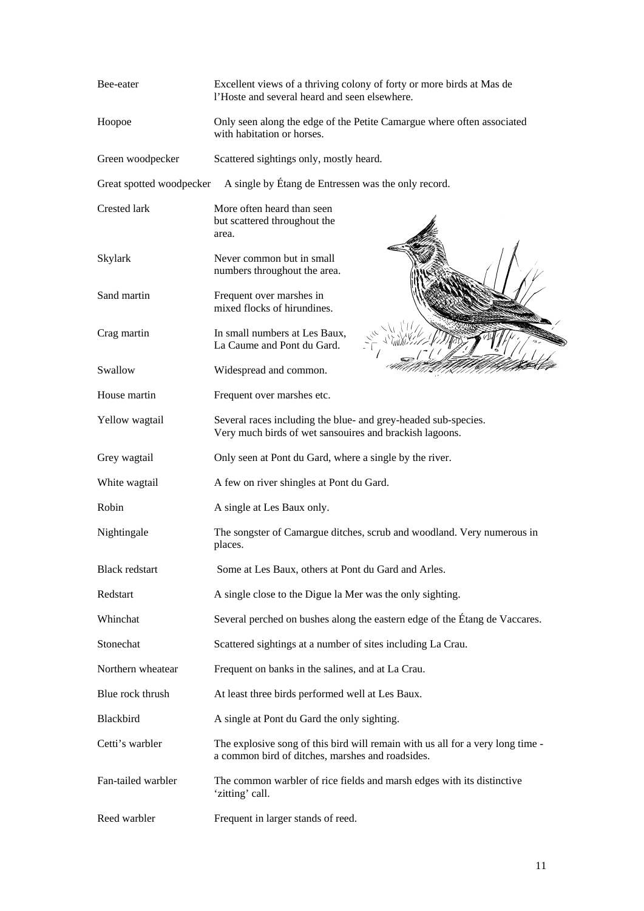| | |
|---|---|
| Bee-eater | Excellent views of a thriving colony of forty or more birds at Mas de l'Hoste and several heard and seen elsewhere. |
| Hoopoe | Only seen along the edge of the Petite Camargue where often associated with habitation or horses. |
| Green woodpecker | Scattered sightings only, mostly heard. |
| Great spotted woodpecker | A single by Étang de Entressen was the only record. |
| Crested lark | More often heard than seen but scattered throughout the area. |
| Skylark | Never common but in small numbers throughout the area. |
| Sand martin | Frequent over marshes in mixed flocks of hirundines. |
| Crag martin | In small numbers at Les Baux, La Caume and Pont du Gard. |
| Swallow | Widespread and common. |
| House martin | Frequent over marshes etc. |
| Yellow wagtail | Several races including the blue- and grey-headed sub-species. Very much birds of wet sansouires and brackish lagoons. |
| Grey wagtail | Only seen at Pont du Gard, where a single by the river. |
| White wagtail | A few on river shingles at Pont du Gard. |
| Robin | A single at Les Baux only. |
| Nightingale | The songster of Camargue ditches, scrub and woodland. Very numerous in places. |
| Black redstart | Some at Les Baux, others at Pont du Gard and Arles. |
| Redstart | A single close to the Digue la Mer was the only sighting. |
| Whinchat | Several perched on bushes along the eastern edge of the Étang de Vaccares. |
| Stonechat | Scattered sightings at a number of sites including La Crau. |
| Northern wheatear | Frequent on banks in the salines, and at La Crau. |
| Blue rock thrush | At least three birds performed well at Les Baux. |
| Blackbird | A single at Pont du Gard the only sighting. |
| Cetti's warbler | The explosive song of this bird will remain with us all for a very long time - a common bird of ditches, marshes and roadsides. |
| Fan-tailed warbler | The common warbler of rice fields and marsh edges with its distinctive 'zitting' call. |
| Reed warbler | Frequent in larger stands of reed. |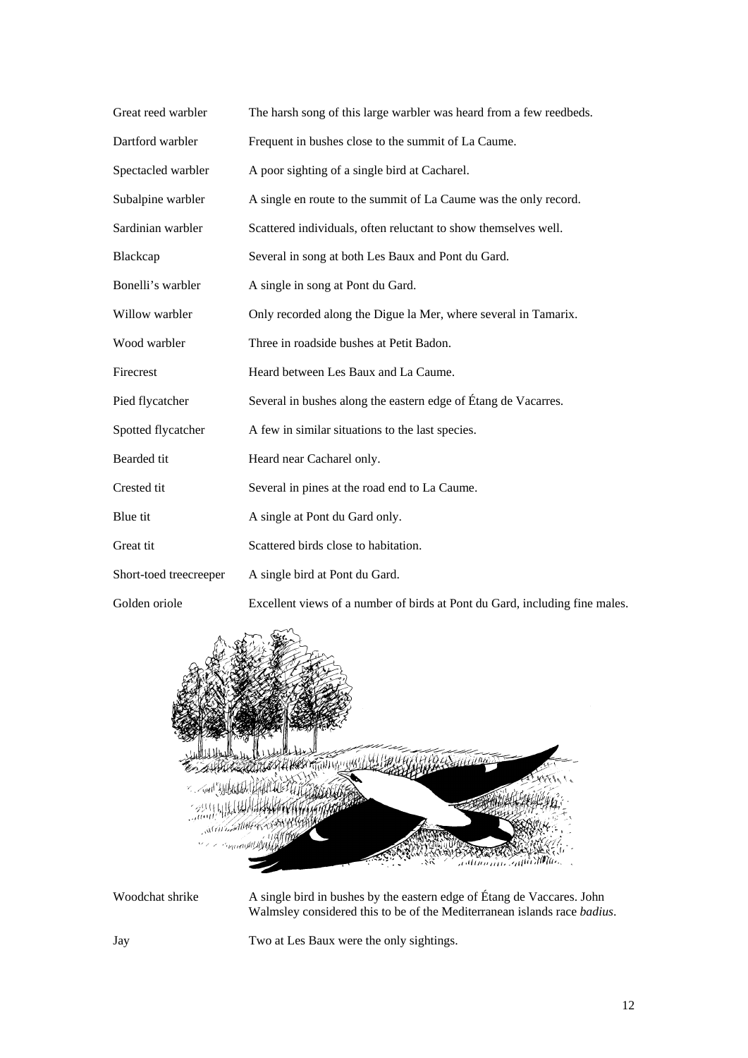| | |
|---|---|
| Great reed warbler | The harsh song of this large warbler was heard from a few reedbeds. |
| Dartford warbler | Frequent in bushes close to the summit of La Caume. |
| Spectacled warbler | A poor sighting of a single bird at Cacharel. |
| Subalpine warbler | A single en route to the summit of La Caume was the only record. |
| Sardinian warbler | Scattered individuals, often reluctant to show themselves well. |
| Blackcap | Several in song at both Les Baux and Pont du Gard. |
| Bonelli's warbler | A single in song at Pont du Gard. |
| Willow warbler | Only recorded along the Digue la Mer, where several in Tamarix. |
| Wood warbler | Three in roadside bushes at Petit Badon. |
| Firecrest | Heard between Les Baux and La Caume. |
| Pied flycatcher | Several in bushes along the eastern edge of Étang de Vacarres. |
| Spotted flycatcher | A few in similar situations to the last species. |
| Bearded tit | Heard near Cacharel only. |
| Crested tit | Several in pines at the road end to La Caume. |
| Blue tit | A single at Pont du Gard only. |
| Great tit | Scattered birds close to habitation. |
| Short-toed treecreeper | A single bird at Pont du Gard. |
| Golden oriole | Excellent views of a number of birds at Pont du Gard, including fine males. |

| | |
|---|---|
| Woodchat shrike | A single bird in bushes by the eastern edge of Étang de Vaccares. John Walmsley considered this to be of the Mediterranean islands race *badius*. |
| Jay | Two at Les Baux were the only sightings. |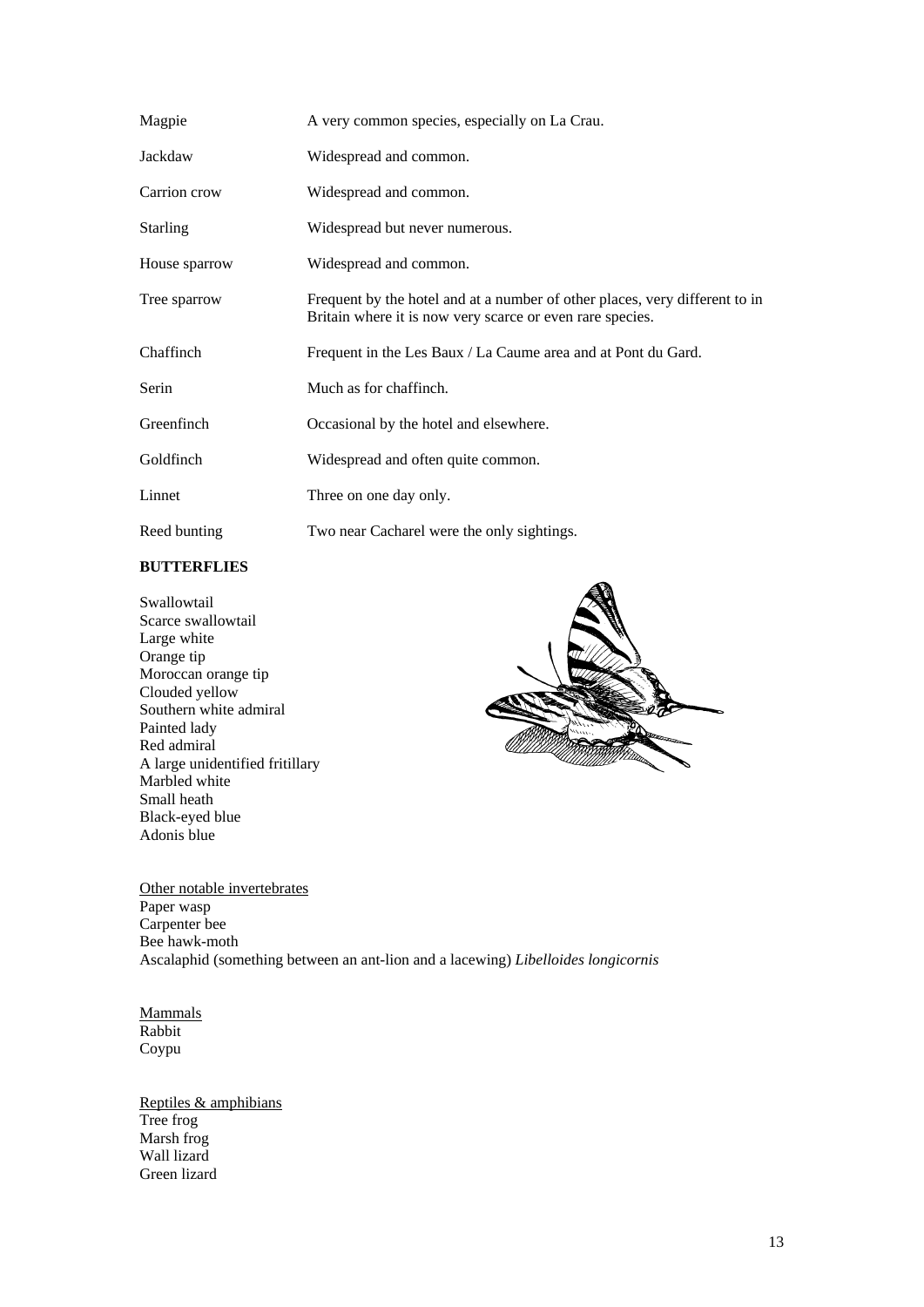| | |
|---|---|
| Magpie | A very common species, especially on La Crau. |
| Jackdaw | Widespread and common. |
| Carrion crow | Widespread and common. |
| Starling | Widespread but never numerous. |
| House sparrow | Widespread and common. |
| Tree sparrow | Frequent by the hotel and at a number of other places, very different to in Britain where it is now very scarce or even rare species. |
| Chaffinch | Frequent in the Les Baux / La Caume area and at Pont du Gard. |
| Serin | Much as for chaffinch. |
| Greenfinch | Occasional by the hotel and elsewhere. |
| Goldfinch | Widespread and often quite common. |
| Linnet | Three on one day only. |
| Reed bunting | Two near Cacharel were the only sightings. |

**BUTTERFLIES**

Swallowtail
Scarce swallowtail
Large white
Orange tip
Moroccan orange tip
Clouded yellow
Southern white admiral
Painted lady
Red admiral
A large unidentified fritillary
Marbled white
Small heath
Black-eyed blue
Adonis blue

Other notable invertebrates
Paper wasp
Carpenter bee
Bee hawk-moth
Ascalaphid (something between an ant-lion and a lacewing) *Libelloides longicornis*

Mammals
Rabbit
Coypu

Reptiles & amphibians
Tree frog
Marsh frog
Wall lizard
Green lizard